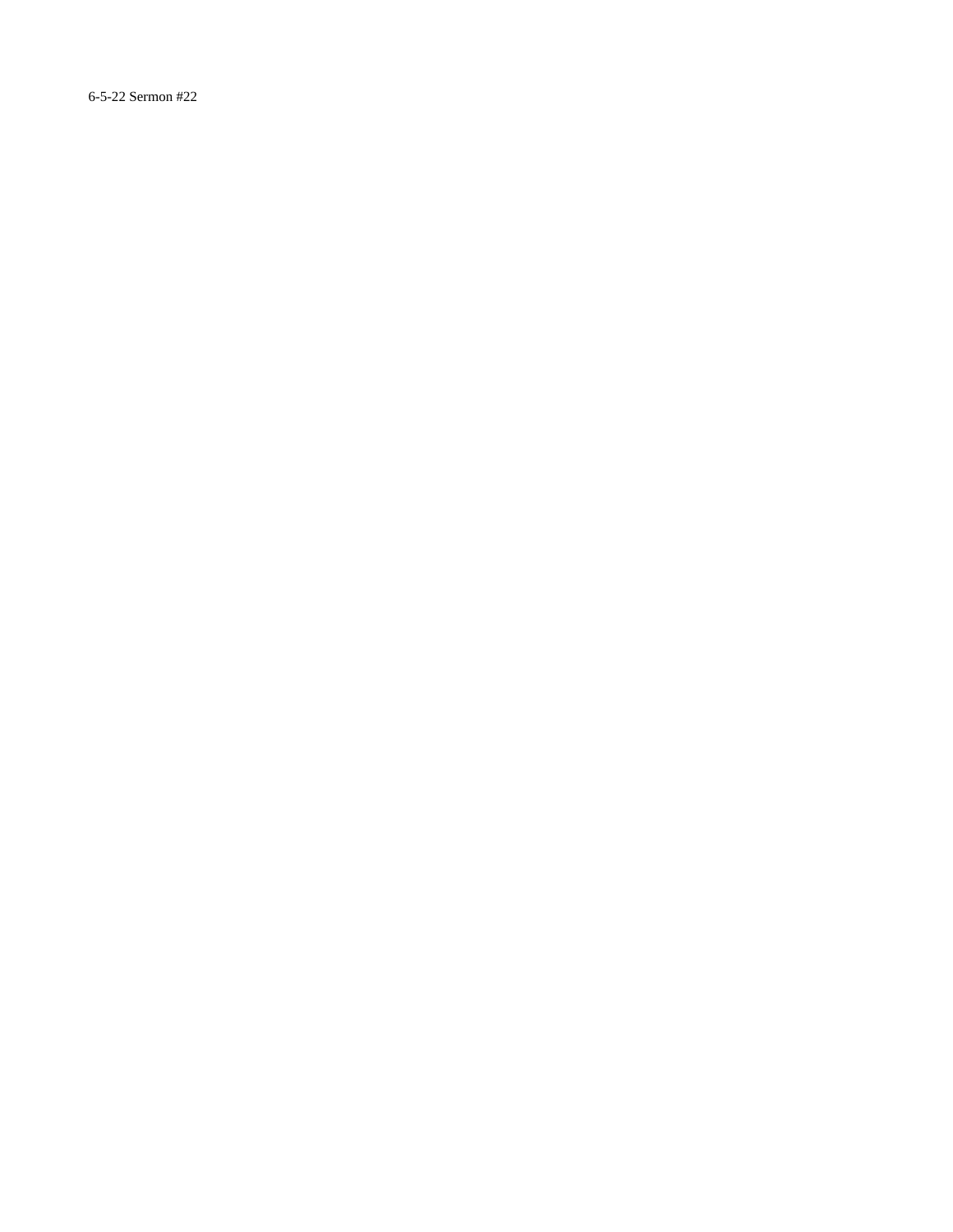6-5-22 Sermon #22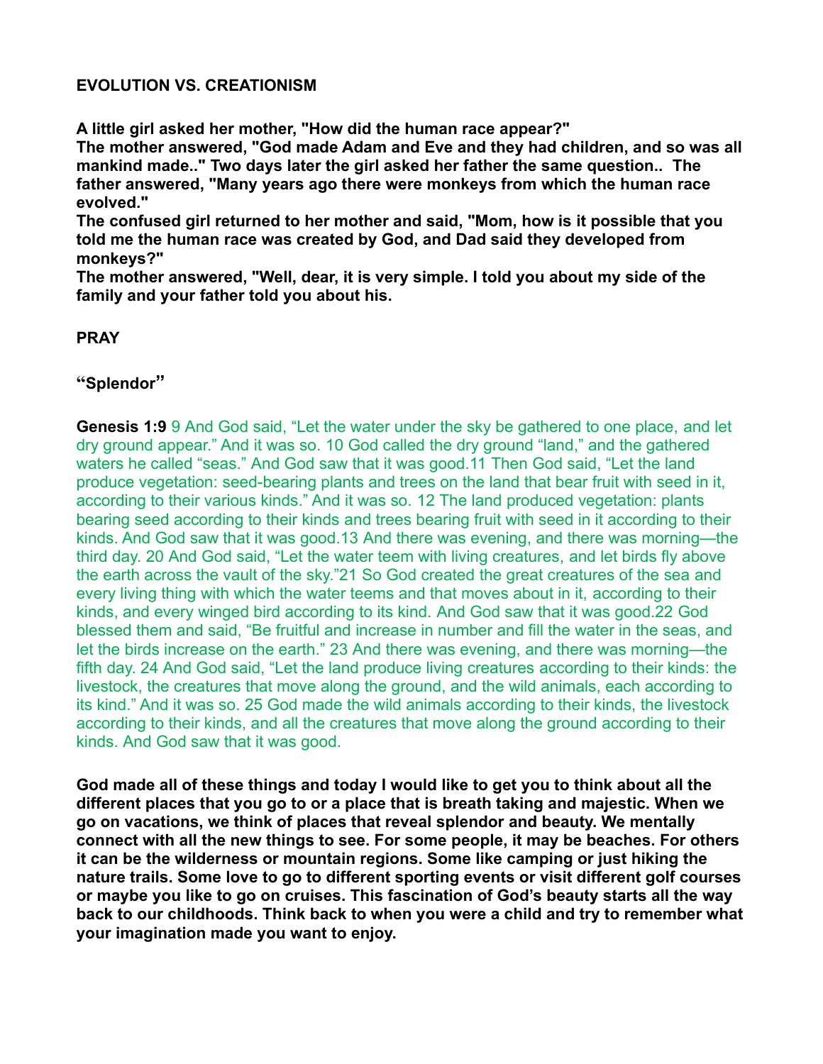**EVOLUTION VS. CREATIONISM**

**A little girl asked her mother, "How did the human race appear?"**
**The mother answered, "God made Adam and Eve and they had children, and so was all mankind made.." Two days later the girl asked her father the same question.. The father answered, "Many years ago there were monkeys from which the human race evolved."**
**The confused girl returned to her mother and said, "Mom, how is it possible that you told me the human race was created by God, and Dad said they developed from monkeys?"**
**The mother answered, "Well, dear, it is very simple. I told you about my side of the family and your father told you about his.**

**PRAY**

**"Splendor"**

**Genesis 1:9** 9 And God said, "Let the water under the sky be gathered to one place, and let dry ground appear." And it was so. 10 God called the dry ground "land," and the gathered waters he called "seas." And God saw that it was good.11 Then God said, "Let the land produce vegetation: seed-bearing plants and trees on the land that bear fruit with seed in it, according to their various kinds." And it was so. 12 The land produced vegetation: plants bearing seed according to their kinds and trees bearing fruit with seed in it according to their kinds. And God saw that it was good.13 And there was evening, and there was morning—the third day. 20 And God said, "Let the water teem with living creatures, and let birds fly above the earth across the vault of the sky."21 So God created the great creatures of the sea and every living thing with which the water teems and that moves about in it, according to their kinds, and every winged bird according to its kind. And God saw that it was good.22 God blessed them and said, "Be fruitful and increase in number and fill the water in the seas, and let the birds increase on the earth." 23 And there was evening, and there was morning—the fifth day. 24 And God said, "Let the land produce living creatures according to their kinds: the livestock, the creatures that move along the ground, and the wild animals, each according to its kind." And it was so. 25 God made the wild animals according to their kinds, the livestock according to their kinds, and all the creatures that move along the ground according to their kinds. And God saw that it was good.

**God made all of these things and today I would like to get you to think about all the different places that you go to or a place that is breath taking and majestic. When we go on vacations, we think of places that reveal splendor and beauty. We mentally connect with all the new things to see. For some people, it may be beaches. For others it can be the wilderness or mountain regions. Some like camping or just hiking the nature trails. Some love to go to different sporting events or visit different golf courses or maybe you like to go on cruises. This fascination of God's beauty starts all the way back to our childhoods. Think back to when you were a child and try to remember what your imagination made you want to enjoy.**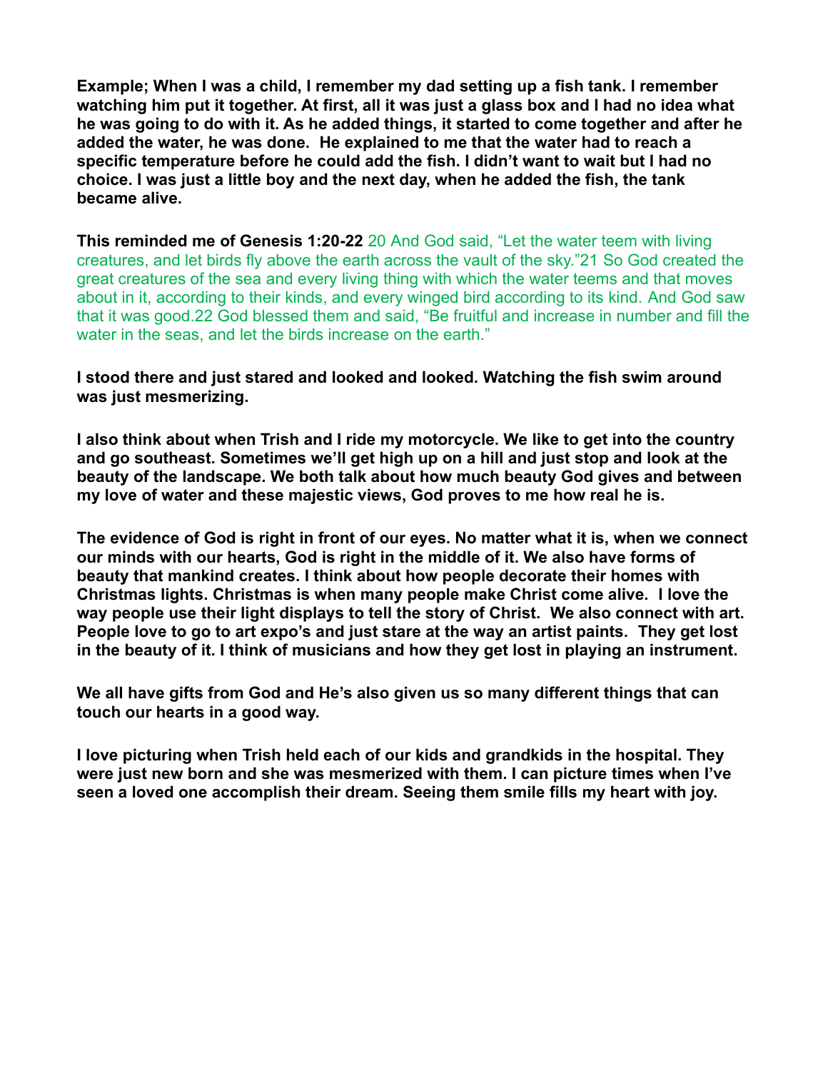**Example; When I was a child, I remember my dad setting up a fish tank. I remember watching him put it together. At first, all it was just a glass box and I had no idea what he was going to do with it. As he added things, it started to come together and after he added the water, he was done. He explained to me that the water had to reach a specific temperature before he could add the fish. I didn't want to wait but I had no choice. I was just a little boy and the next day, when he added the fish, the tank became alive.**

**This reminded me of Genesis 1:20-22** 20 And God said, "Let the water teem with living creatures, and let birds fly above the earth across the vault of the sky."21 So God created the great creatures of the sea and every living thing with which the water teems and that moves about in it, according to their kinds, and every winged bird according to its kind. And God saw that it was good.22 God blessed them and said, "Be fruitful and increase in number and fill the water in the seas, and let the birds increase on the earth."

**I stood there and just stared and looked and looked. Watching the fish swim around was just mesmerizing.**

**I also think about when Trish and I ride my motorcycle. We like to get into the country and go southeast. Sometimes we'll get high up on a hill and just stop and look at the beauty of the landscape. We both talk about how much beauty God gives and between my love of water and these majestic views, God proves to me how real he is.**

**The evidence of God is right in front of our eyes. No matter what it is, when we connect our minds with our hearts, God is right in the middle of it. We also have forms of beauty that mankind creates. I think about how people decorate their homes with Christmas lights. Christmas is when many people make Christ come alive. I love the way people use their light displays to tell the story of Christ. We also connect with art. People love to go to art expo's and just stare at the way an artist paints. They get lost in the beauty of it. I think of musicians and how they get lost in playing an instrument.**

**We all have gifts from God and He's also given us so many different things that can touch our hearts in a good way.**

**I love picturing when Trish held each of our kids and grandkids in the hospital. They were just new born and she was mesmerized with them. I can picture times when I've seen a loved one accomplish their dream. Seeing them smile fills my heart with joy.**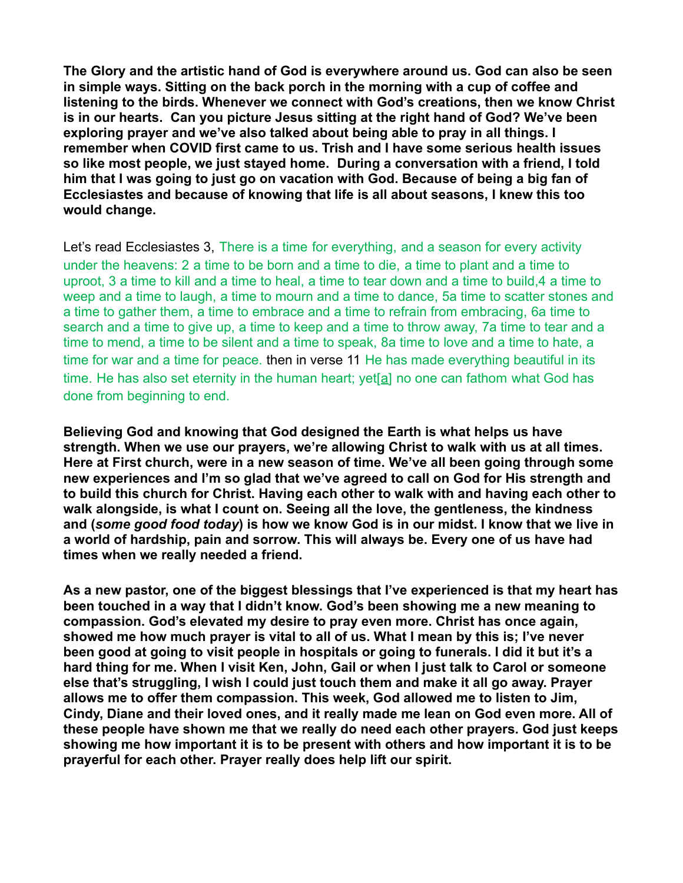**The Glory and the artistic hand of God is everywhere around us. God can also be seen in simple ways. Sitting on the back porch in the morning with a cup of coffee and listening to the birds. Whenever we connect with God's creations, then we know Christ is in our hearts. Can you picture Jesus sitting at the right hand of God? We've been exploring prayer and we've also talked about being able to pray in all things. I remember when COVID first came to us. Trish and I have some serious health issues so like most people, we just stayed home. During a conversation with a friend, I told him that I was going to just go on vacation with God. Because of being a big fan of Ecclesiastes and because of knowing that life is all about seasons, I knew this too would change.**

Let's read Ecclesiastes 3, There is a time for everything, and a season for every activity under the heavens: 2 a time to be born and a time to die, a time to plant and a time to uproot, 3 a time to kill and a time to heal, a time to tear down and a time to build,4 a time to weep and a time to laugh, a time to mourn and a time to dance, 5a time to scatter stones and a time to gather them, a time to embrace and a time to refrain from embracing, 6a time to search and a time to give up, a time to keep and a time to throw away, 7a time to tear and a time to mend, a time to be silent and a time to speak, 8a time to love and a time to hate, a time for war and a time for peace. then in verse 11 He has made everything beautiful in its time. He has also set eternity in the human heart; yet[a] no one can fathom what God has done from beginning to end.

**Believing God and knowing that God designed the Earth is what helps us have strength. When we use our prayers, we're allowing Christ to walk with us at all times. Here at First church, were in a new season of time. We've all been going through some new experiences and I'm so glad that we've agreed to call on God for His strength and to build this church for Christ. Having each other to walk with and having each other to walk alongside, is what I count on. Seeing all the love, the gentleness, the kindness and (*some good food today*) is how we know God is in our midst. I know that we live in a world of hardship, pain and sorrow. This will always be. Every one of us have had times when we really needed a friend.**

**As a new pastor, one of the biggest blessings that I've experienced is that my heart has been touched in a way that I didn't know. God's been showing me a new meaning to compassion. God's elevated my desire to pray even more. Christ has once again, showed me how much prayer is vital to all of us. What I mean by this is; I've never been good at going to visit people in hospitals or going to funerals. I did it but it's a hard thing for me. When I visit Ken, John, Gail or when I just talk to Carol or someone else that's struggling, I wish I could just touch them and make it all go away. Prayer allows me to offer them compassion. This week, God allowed me to listen to Jim, Cindy, Diane and their loved ones, and it really made me lean on God even more. All of these people have shown me that we really do need each other prayers. God just keeps showing me how important it is to be present with others and how important it is to be prayerful for each other. Prayer really does help lift our spirit.**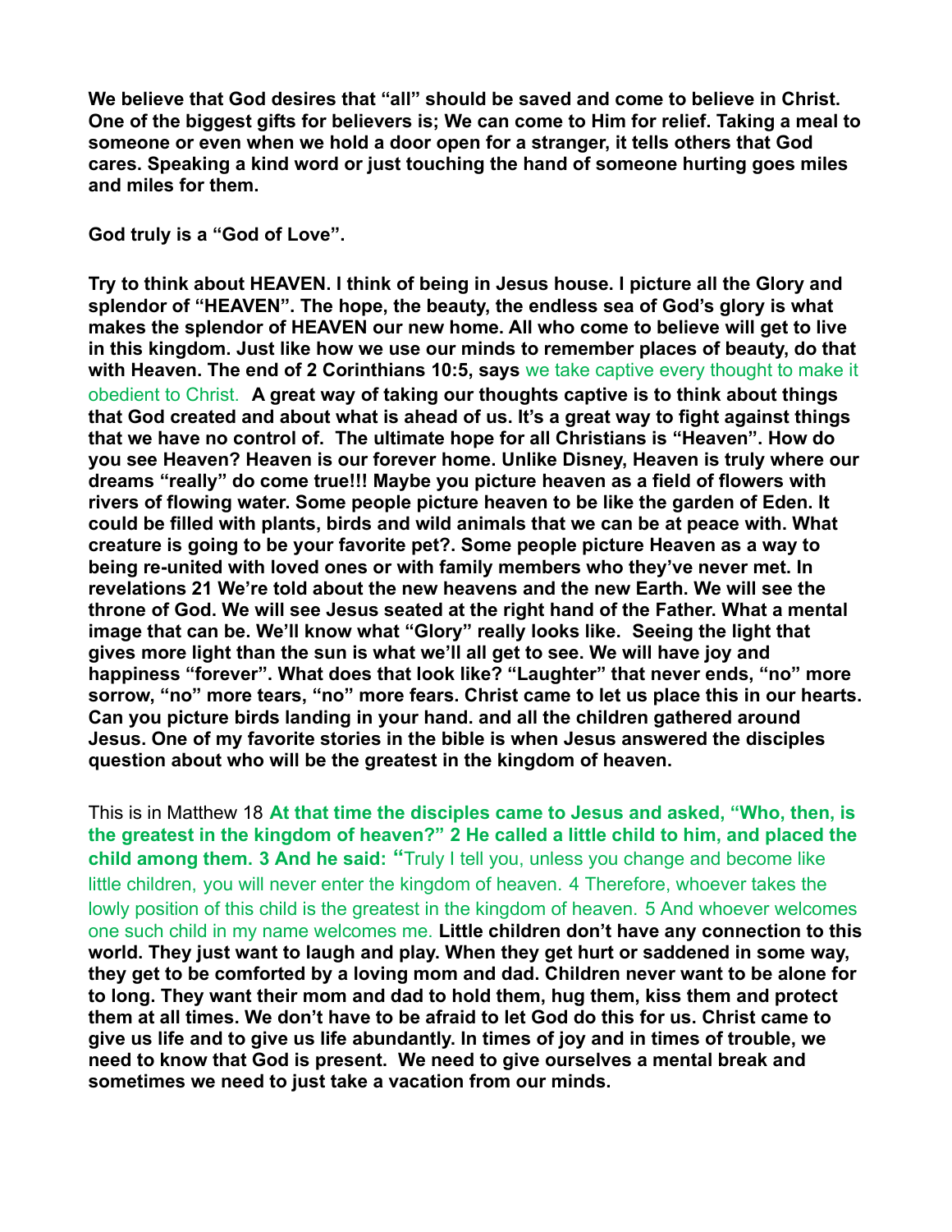**We believe that God desires that "all" should be saved and come to believe in Christ. One of the biggest gifts for believers is; We can come to Him for relief. Taking a meal to someone or even when we hold a door open for a stranger, it tells others that God cares. Speaking a kind word or just touching the hand of someone hurting goes miles and miles for them.**

**God truly is a "God of Love".**

**Try to think about HEAVEN. I think of being in Jesus house. I picture all the Glory and splendor of "HEAVEN". The hope, the beauty, the endless sea of God's glory is what makes the splendor of HEAVEN our new home. All who come to believe will get to live in this kingdom. Just like how we use our minds to remember places of beauty, do that with Heaven. The end of 2 Corinthians 10:5, says** we take captive every thought to make it obedient to Christ. **A great way of taking our thoughts captive is to think about things that God created and about what is ahead of us. It's a great way to fight against things that we have no control of. The ultimate hope for all Christians is "Heaven". How do you see Heaven? Heaven is our forever home. Unlike Disney, Heaven is truly where our dreams "really" do come true!!! Maybe you picture heaven as a field of flowers with rivers of flowing water. Some people picture heaven to be like the garden of Eden. It could be filled with plants, birds and wild animals that we can be at peace with. What creature is going to be your favorite pet?. Some people picture Heaven as a way to being re-united with loved ones or with family members who they've never met. In revelations 21 We're told about the new heavens and the new Earth. We will see the throne of God. We will see Jesus seated at the right hand of the Father. What a mental image that can be. We'll know what "Glory" really looks like. Seeing the light that gives more light than the sun is what we'll all get to see. We will have joy and happiness "forever". What does that look like? "Laughter" that never ends, "no" more sorrow, "no" more tears, "no" more fears. Christ came to let us place this in our hearts. Can you picture birds landing in your hand. and all the children gathered around Jesus. One of my favorite stories in the bible is when Jesus answered the disciples question about who will be the greatest in the kingdom of heaven.**

This is in Matthew 18 **At that time the disciples came to Jesus and asked, "Who, then, is the greatest in the kingdom of heaven?" 2 He called a little child to him, and placed the child among them. 3 And he said: "**Truly I tell you, unless you change and become like little children, you will never enter the kingdom of heaven. 4 Therefore, whoever takes the lowly position of this child is the greatest in the kingdom of heaven. 5 And whoever welcomes one such child in my name welcomes me. **Little children don't have any connection to this world. They just want to laugh and play. When they get hurt or saddened in some way, they get to be comforted by a loving mom and dad. Children never want to be alone for to long. They want their mom and dad to hold them, hug them, kiss them and protect them at all times. We don't have to be afraid to let God do this for us. Christ came to give us life and to give us life abundantly. In times of joy and in times of trouble, we need to know that God is present. We need to give ourselves a mental break and sometimes we need to just take a vacation from our minds.**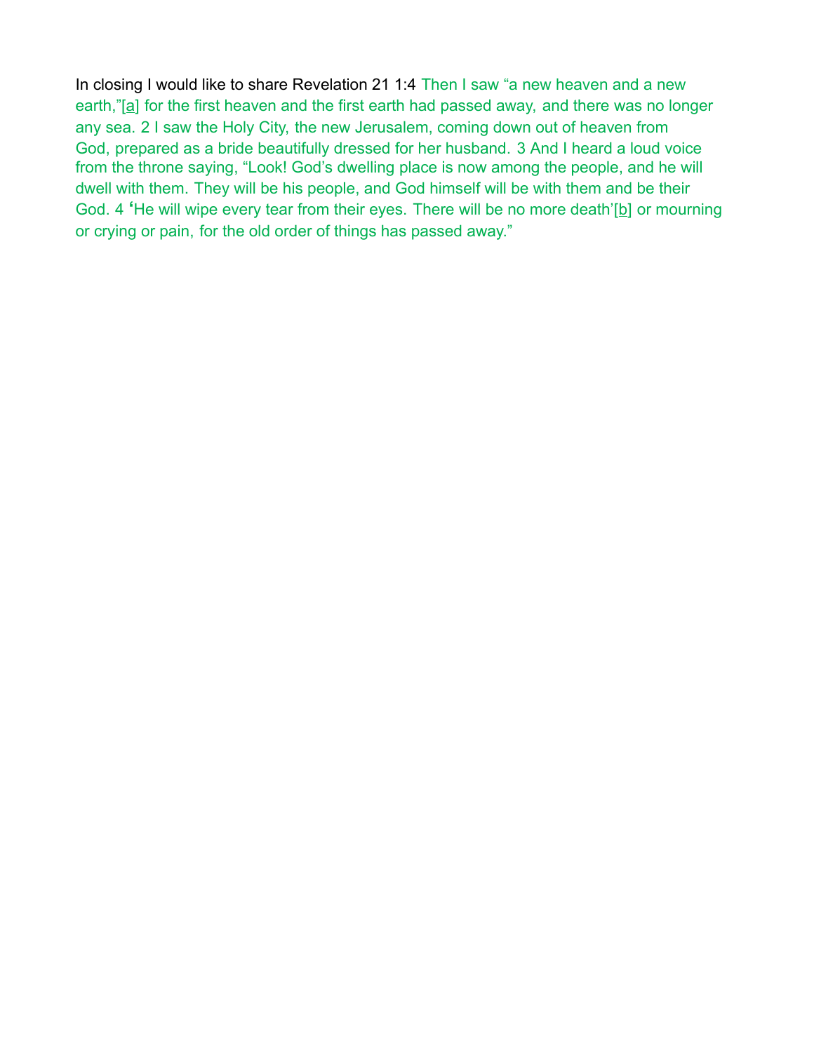In closing I would like to share Revelation 21 1:4 Then I saw “a new heaven and a new earth,”[a] for the first heaven and the first earth had passed away, and there was no longer any sea. 2 I saw the Holy City, the new Jerusalem, coming down out of heaven from God, prepared as a bride beautifully dressed for her husband. 3 And I heard a loud voice from the throne saying, “Look! God’s dwelling place is now among the people, and he will dwell with them. They will be his people, and God himself will be with them and be their God. 4 ‘He will wipe every tear from their eyes. There will be no more death’[b] or mourning or crying or pain, for the old order of things has passed away.”